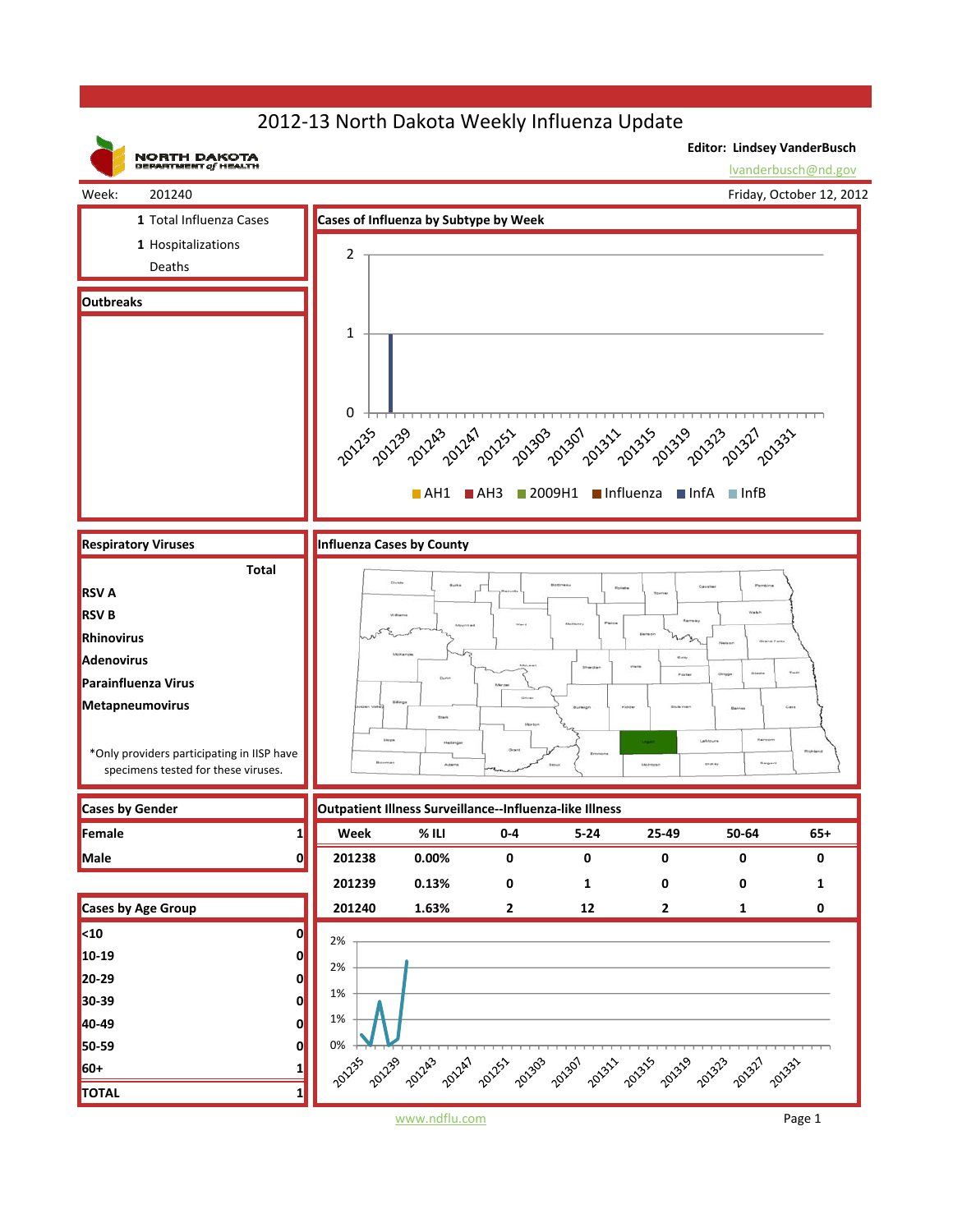# 2012-13 North Dakota Weekly Influenza Update

NORTH DAKOTA DEPARTMENT of HEALTH

**Editor: Lindsey VanderBusch**
lvanderbusch@nd.gov

Week: 201240 | Friday, October 12, 2012

| | |
|---|---|
| 1 | Total Influenza Cases |
| 1 | Hospitalizations |
| | Deaths |

## Outbreaks

## Cases of Influenza by Subtype by Week

Legend: AH1, AH3, 2009H1, Influenza, InfA, InfB

## Respiratory Viruses

| | Total |
|---|---|
| RSV A | |
| RSV B | |
| Rhinovirus | |
| Adenovirus | |
| Parainfluenza Virus | |
| Metapneumovirus | |

*Only providers participating in IISP have specimens tested for these viruses.

## Influenza Cases by County

## Cases by Gender

| | |
|---|---|
| Female | 1 |
| Male | 0 |

## Cases by Age Group

| | |
|---|---|
| <10 | 0 |
| 10-19 | 0 |
| 20-29 | 0 |
| 30-39 | 0 |
| 40-49 | 0 |
| 50-59 | 0 |
| 60+ | 1 |
| TOTAL | 1 |

## Outpatient Illness Surveillance--Influenza-like Illness

| Week | % ILI | 0-4 | 5-24 | 25-49 | 50-64 | 65+ |
|---|---|---|---|---|---|---|
| 201238 | 0.00% | 0 | 0 | 0 | 0 | 0 |
| 201239 | 0.13% | 0 | 1 | 0 | 0 | 1 |
| 201240 | 1.63% | 2 | 12 | 2 | 1 | 0 |

www.ndflu.com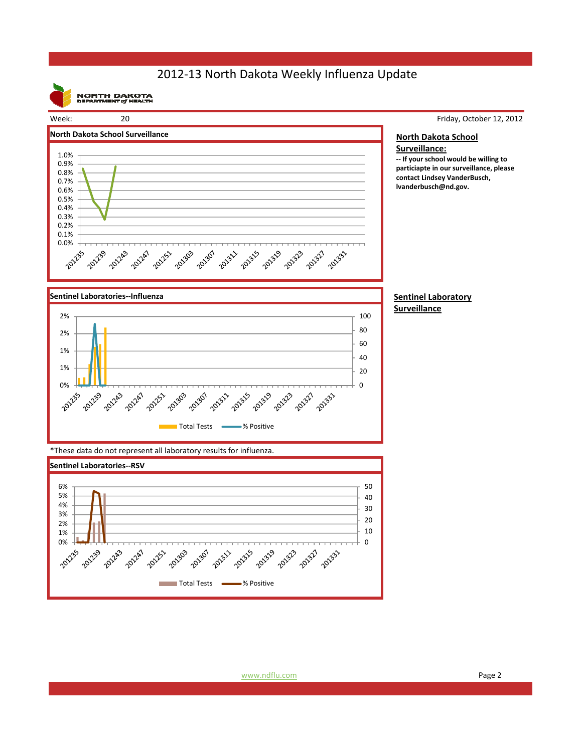# 2012-13 North Dakota Weekly Influenza Update

NORTH DAKOTA
DEPARTMENT of HEALTH

Week: 20

Friday, October 12, 2012

## North Dakota School Surveillance

1.0%
0.9%
0.8%
0.7%
0.6%
0.5%
0.4%
0.3%
0.2%
0.1%
0.0%

201235 201239 201243 201247 201251 201303 201307 201311 201315 201319 201323 201327 201331

## North Dakota School Surveillance:

**-- If your school would be willing to particiapte in our surveillance, please contact Lindsey VanderBusch, lvanderbusch@nd.gov.**

## Sentinel Laboratories--Influenza

2%
2%
1%
1%
0%

100
80
60
40
20
0

201235 201239 201243 201247 201251 201303 201307 201311 201315 201319 201323 201327 201331

Total Tests
% Positive

*These data do not represent all laboratory results for influenza.

## Sentinel Laboratory Surveillance

## Sentinel Laboratories--RSV

6%
5%
4%
3%
2%
1%
0%

50
40
30
20
10
0

201235 201239 201243 201247 201251 201303 201307 201311 201315 201319 201323 201327 201331

Total Tests
% Positive

www.ndflu.com